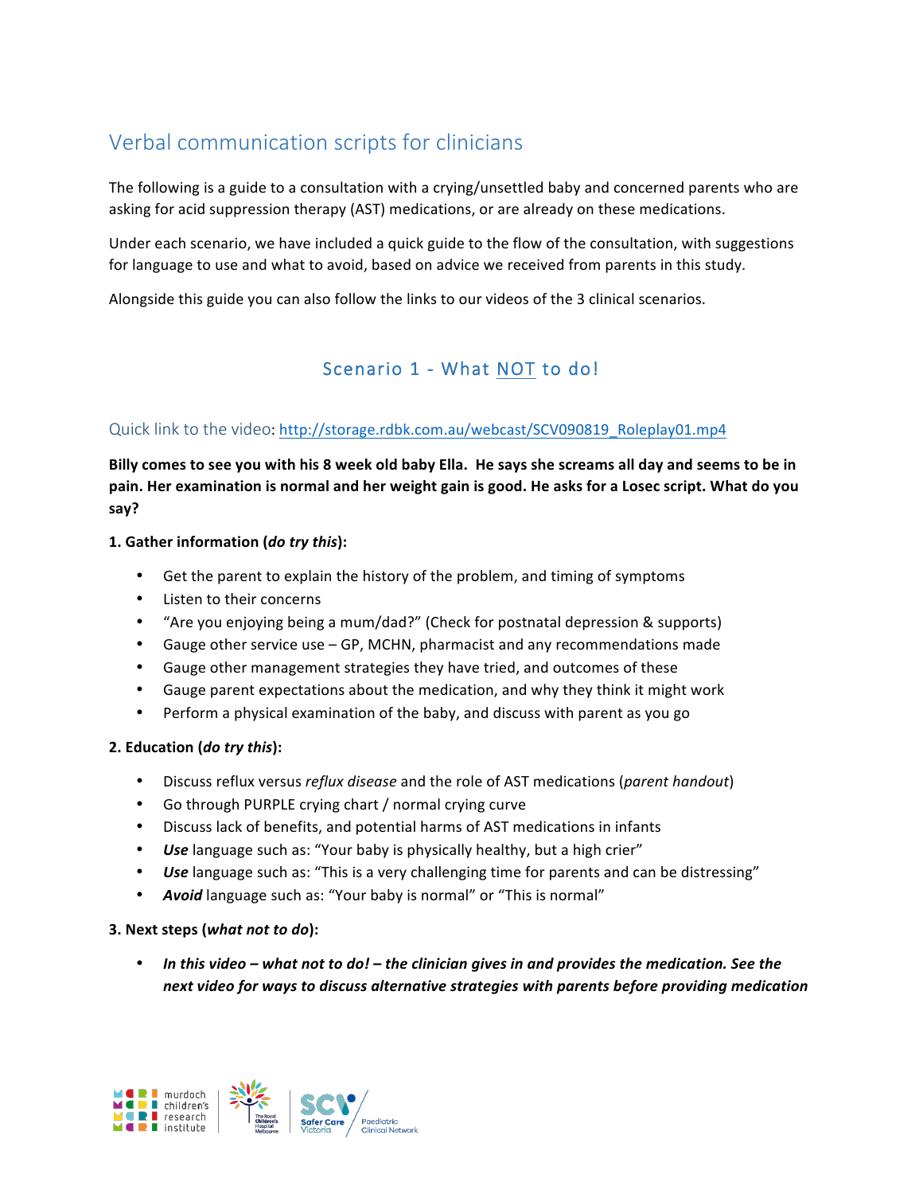# Verbal communication scripts for clinicians

The following is a guide to a consultation with a crying/unsettled baby and concerned parents who are asking for acid suppression therapy (AST) medications, or are already on these medications.

Under each scenario, we have included a quick guide to the flow of the consultation, with suggestions for language to use and what to avoid, based on advice we received from parents in this study.

Alongside this guide you can also follow the links to our videos of the 3 clinical scenarios.

## Scenario 1 - What NOT to do!

### Quick link to the video: http://storage.rdbk.com.au/webcast/SCV090819_Roleplay01.mp4

**Billy comes to see you with his 8 week old baby Ella. He says she screams all day and seems to be in pain. Her examination is normal and her weight gain is good. He asks for a Losec script. What do you say?**

**1. Gather information (*do try this*):**

- Get the parent to explain the history of the problem, and timing of symptoms
- Listen to their concerns
- "Are you enjoying being a mum/dad?" (Check for postnatal depression & supports)
- Gauge other service use – GP, MCHN, pharmacist and any recommendations made
- Gauge other management strategies they have tried, and outcomes of these
- Gauge parent expectations about the medication, and why they think it might work
- Perform a physical examination of the baby, and discuss with parent as you go

**2. Education (*do try this*):**

- Discuss reflux versus *reflux disease* and the role of AST medications (*parent handout*)
- Go through PURPLE crying chart / normal crying curve
- Discuss lack of benefits, and potential harms of AST medications in infants
- ***Use*** language such as: "Your baby is physically healthy, but a high crier"
- ***Use*** language such as: "This is a very challenging time for parents and can be distressing"
- ***Avoid*** language such as: "Your baby is normal" or "This is normal"

**3. Next steps (*what not to do*):**

- ***In this video – what not to do! – the clinician gives in and provides the medication. See the next video for ways to discuss alternative strategies with parents before providing medication***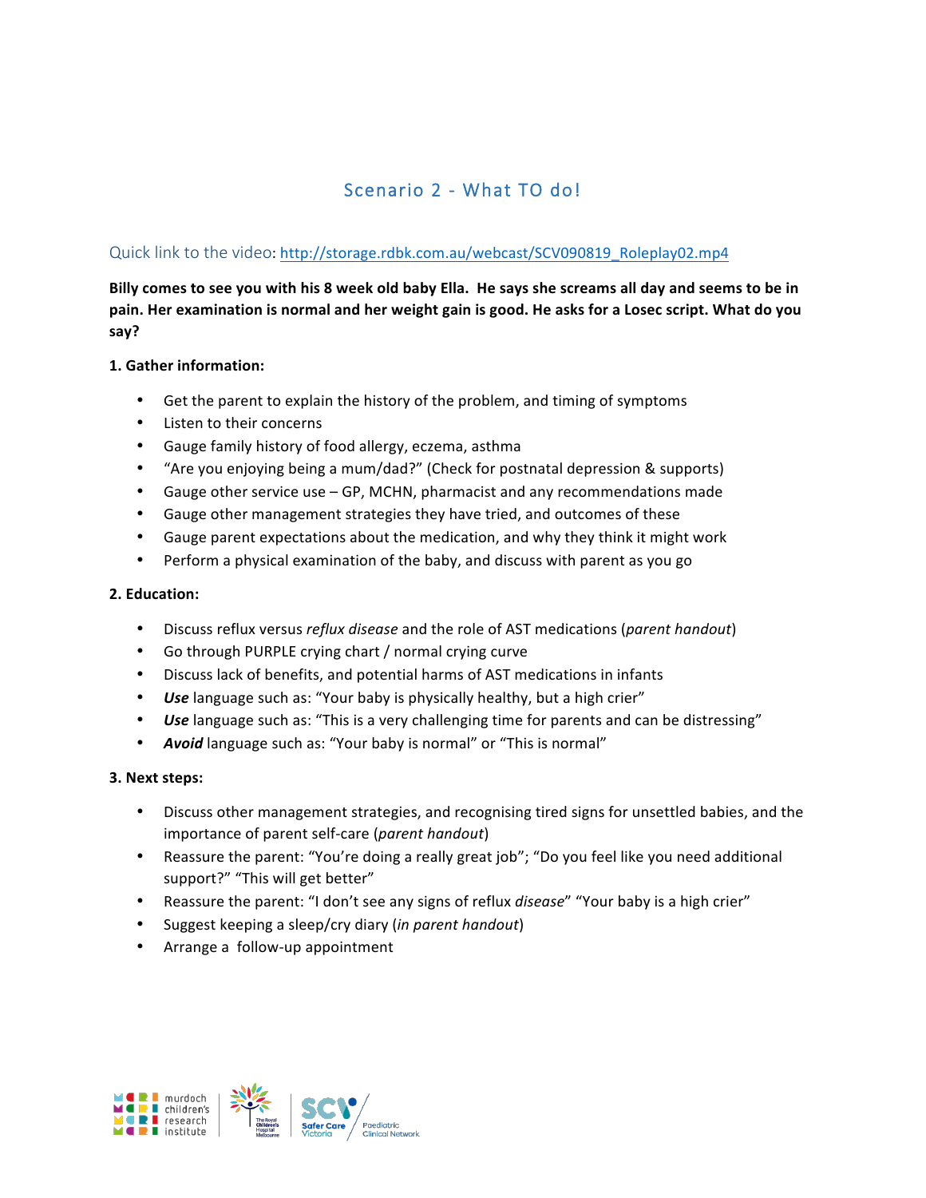## Scenario 2 - What TO do!

Quick link to the video: http://storage.rdbk.com.au/webcast/SCV090819_Roleplay02.mp4

**Billy comes to see you with his 8 week old baby Ella. He says she screams all day and seems to be in pain. Her examination is normal and her weight gain is good. He asks for a Losec script. What do you say?**

**1. Gather information:**

- Get the parent to explain the history of the problem, and timing of symptoms
- Listen to their concerns
- Gauge family history of food allergy, eczema, asthma
- "Are you enjoying being a mum/dad?" (Check for postnatal depression & supports)
- Gauge other service use – GP, MCHN, pharmacist and any recommendations made
- Gauge other management strategies they have tried, and outcomes of these
- Gauge parent expectations about the medication, and why they think it might work
- Perform a physical examination of the baby, and discuss with parent as you go

**2. Education:**

- Discuss reflux versus *reflux disease* and the role of AST medications (*parent handout*)
- Go through PURPLE crying chart / normal crying curve
- Discuss lack of benefits, and potential harms of AST medications in infants
- ***Use*** language such as: "Your baby is physically healthy, but a high crier"
- ***Use*** language such as: "This is a very challenging time for parents and can be distressing"
- ***Avoid*** language such as: "Your baby is normal" or "This is normal"

**3. Next steps:**

- Discuss other management strategies, and recognising tired signs for unsettled babies, and the importance of parent self-care (*parent handout*)
- Reassure the parent: "You're doing a really great job"; "Do you feel like you need additional support?" "This will get better"
- Reassure the parent: "I don't see any signs of reflux *disease*" "Your baby is a high crier"
- Suggest keeping a sleep/cry diary (*in parent handout*)
- Arrange a follow-up appointment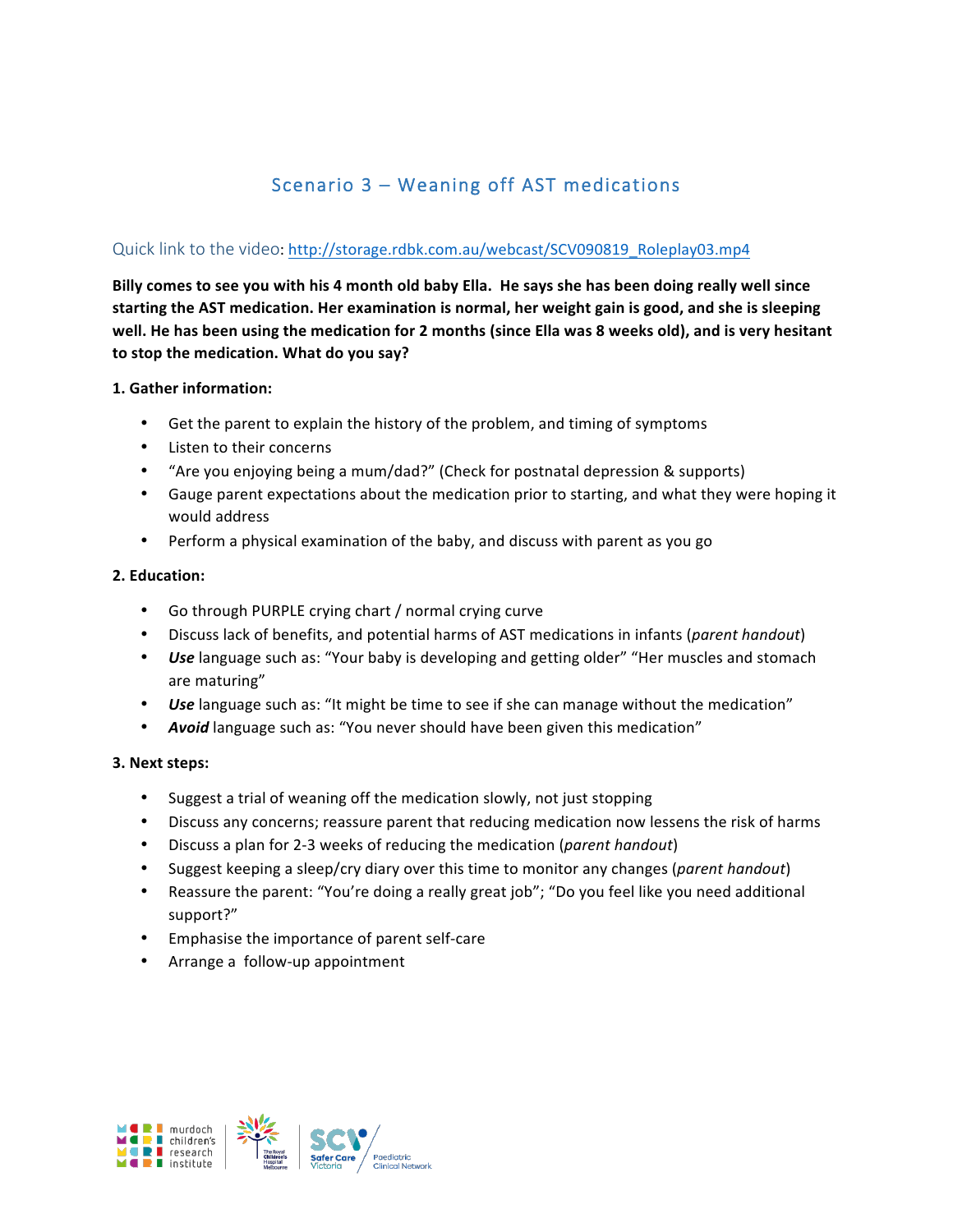# Scenario 3 – Weaning off AST medications

Quick link to the video: http://storage.rdbk.com.au/webcast/SCV090819_Roleplay03.mp4

**Billy comes to see you with his 4 month old baby Ella. He says she has been doing really well since starting the AST medication. Her examination is normal, her weight gain is good, and she is sleeping well. He has been using the medication for 2 months (since Ella was 8 weeks old), and is very hesitant to stop the medication. What do you say?**

**1. Gather information:**

- Get the parent to explain the history of the problem, and timing of symptoms
- Listen to their concerns
- "Are you enjoying being a mum/dad?" (Check for postnatal depression & supports)
- Gauge parent expectations about the medication prior to starting, and what they were hoping it would address
- Perform a physical examination of the baby, and discuss with parent as you go

**2. Education:**

- Go through PURPLE crying chart / normal crying curve
- Discuss lack of benefits, and potential harms of AST medications in infants (*parent handout*)
- ***Use*** language such as: "Your baby is developing and getting older" "Her muscles and stomach are maturing"
- ***Use*** language such as: "It might be time to see if she can manage without the medication"
- ***Avoid*** language such as: "You never should have been given this medication"

**3. Next steps:**

- Suggest a trial of weaning off the medication slowly, not just stopping
- Discuss any concerns; reassure parent that reducing medication now lessens the risk of harms
- Discuss a plan for 2-3 weeks of reducing the medication (*parent handout*)
- Suggest keeping a sleep/cry diary over this time to monitor any changes (*parent handout*)
- Reassure the parent: "You're doing a really great job"; "Do you feel like you need additional support?"
- Emphasise the importance of parent self-care
- Arrange a follow-up appointment